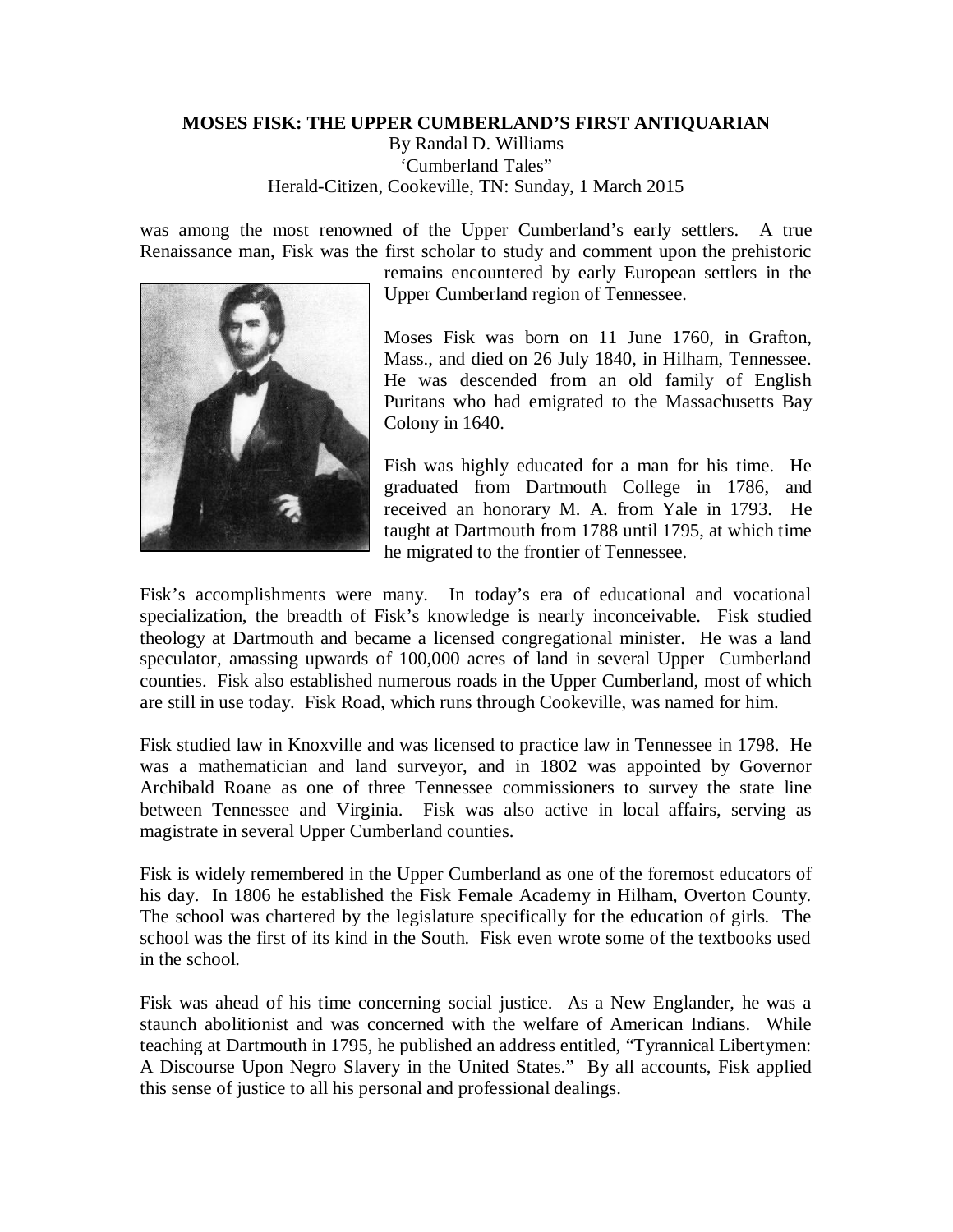**MOSES FISK: THE UPPER CUMBERLAND'S FIRST ANTIQUARIAN**

By Randal D. Williams

'Cumberland Tales"

Herald-Citizen, Cookeville, TN: Sunday, 1 March 2015

was among the most renowned of the Upper Cumberland's early settlers. A true Renaissance man, Fisk was the first scholar to study and comment upon the prehistoric remains encountered by early European settlers in the Upper Cumberland region of Tennessee.

Moses Fisk was born on 11 June 1760, in Grafton, Mass., and died on 26 July 1840, in Hilham, Tennessee. He was descended from an old family of English Puritans who had emigrated to the Massachusetts Bay Colony in 1640.

Fish was highly educated for a man for his time. He graduated from Dartmouth College in 1786, and received an honorary M. A. from Yale in 1793. He taught at Dartmouth from 1788 until 1795, at which time he migrated to the frontier of Tennessee.

Fisk's accomplishments were many. In today's era of educational and vocational specialization, the breadth of Fisk's knowledge is nearly inconceivable. Fisk studied theology at Dartmouth and became a licensed congregational minister. He was a land speculator, amassing upwards of 100,000 acres of land in several Upper Cumberland counties. Fisk also established numerous roads in the Upper Cumberland, most of which are still in use today. Fisk Road, which runs through Cookeville, was named for him.

Fisk studied law in Knoxville and was licensed to practice law in Tennessee in 1798. He was a mathematician and land surveyor, and in 1802 was appointed by Governor Archibald Roane as one of three Tennessee commissioners to survey the state line between Tennessee and Virginia. Fisk was also active in local affairs, serving as magistrate in several Upper Cumberland counties.

Fisk is widely remembered in the Upper Cumberland as one of the foremost educators of his day. In 1806 he established the Fisk Female Academy in Hilham, Overton County. The school was chartered by the legislature specifically for the education of girls. The school was the first of its kind in the South. Fisk even wrote some of the textbooks used in the school.

Fisk was ahead of his time concerning social justice. As a New Englander, he was a staunch abolitionist and was concerned with the welfare of American Indians. While teaching at Dartmouth in 1795, he published an address entitled, "Tyrannical Libertymen: A Discourse Upon Negro Slavery in the United States." By all accounts, Fisk applied this sense of justice to all his personal and professional dealings.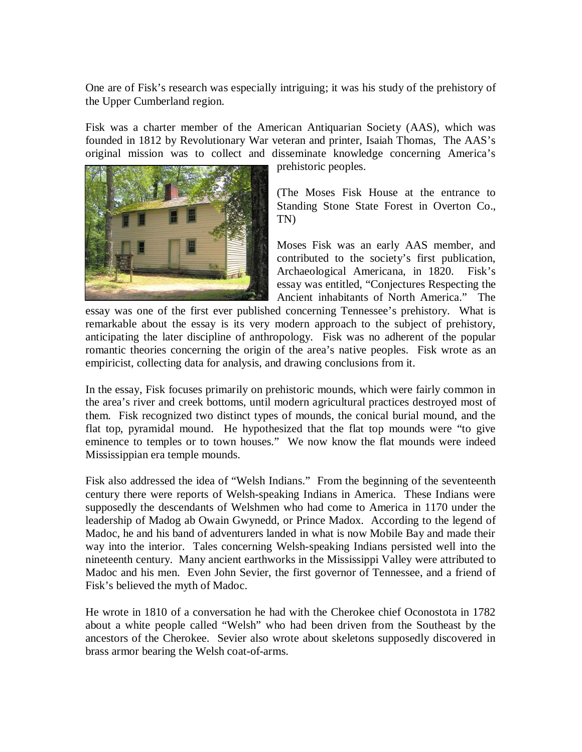One are of Fisk's research was especially intriguing; it was his study of the prehistory of the Upper Cumberland region.

Fisk was a charter member of the American Antiquarian Society (AAS), which was founded in 1812 by Revolutionary War veteran and printer, Isaiah Thomas, The AAS's original mission was to collect and disseminate knowledge concerning America's prehistoric peoples.

(The Moses Fisk House at the entrance to Standing Stone State Forest in Overton Co., TN)

Moses Fisk was an early AAS member, and contributed to the society's first publication, Archaeological Americana, in 1820. Fisk's essay was entitled, "Conjectures Respecting the Ancient inhabitants of North America." The essay was one of the first ever published concerning Tennessee's prehistory. What is remarkable about the essay is its very modern approach to the subject of prehistory, anticipating the later discipline of anthropology. Fisk was no adherent of the popular romantic theories concerning the origin of the area's native peoples. Fisk wrote as an empiricist, collecting data for analysis, and drawing conclusions from it.

In the essay, Fisk focuses primarily on prehistoric mounds, which were fairly common in the area's river and creek bottoms, until modern agricultural practices destroyed most of them. Fisk recognized two distinct types of mounds, the conical burial mound, and the flat top, pyramidal mound. He hypothesized that the flat top mounds were "to give eminence to temples or to town houses." We now know the flat mounds were indeed Mississippian era temple mounds.

Fisk also addressed the idea of "Welsh Indians." From the beginning of the seventeenth century there were reports of Welsh-speaking Indians in America. These Indians were supposedly the descendants of Welshmen who had come to America in 1170 under the leadership of Madog ab Owain Gwynedd, or Prince Madox. According to the legend of Madoc, he and his band of adventurers landed in what is now Mobile Bay and made their way into the interior. Tales concerning Welsh-speaking Indians persisted well into the nineteenth century. Many ancient earthworks in the Mississippi Valley were attributed to Madoc and his men. Even John Sevier, the first governor of Tennessee, and a friend of Fisk's believed the myth of Madoc.

He wrote in 1810 of a conversation he had with the Cherokee chief Oconostota in 1782 about a white people called "Welsh" who had been driven from the Southeast by the ancestors of the Cherokee. Sevier also wrote about skeletons supposedly discovered in brass armor bearing the Welsh coat-of-arms.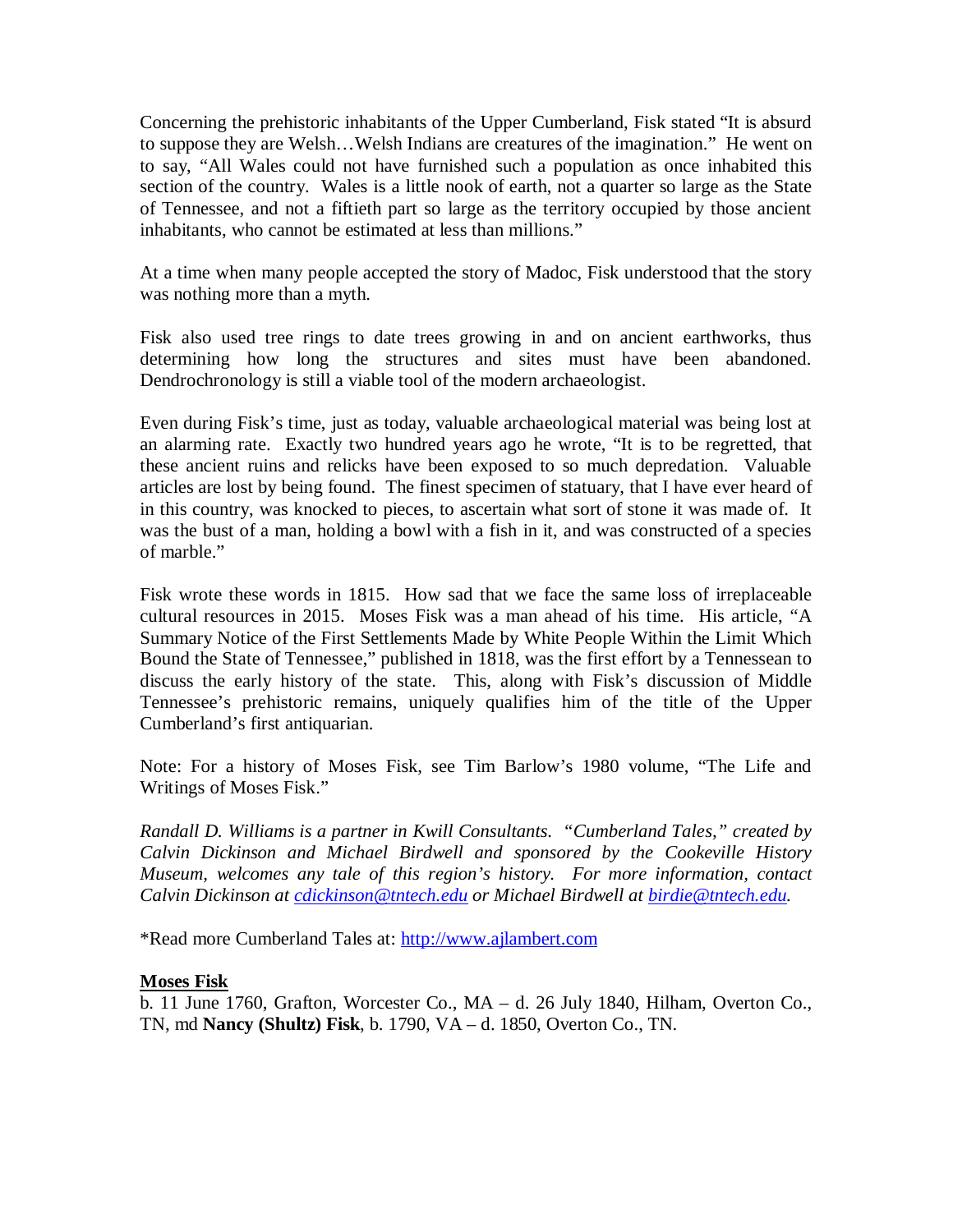Concerning the prehistoric inhabitants of the Upper Cumberland, Fisk stated "It is absurd to suppose they are Welsh…Welsh Indians are creatures of the imagination." He went on to say, "All Wales could not have furnished such a population as once inhabited this section of the country. Wales is a little nook of earth, not a quarter so large as the State of Tennessee, and not a fiftieth part so large as the territory occupied by those ancient inhabitants, who cannot be estimated at less than millions."

At a time when many people accepted the story of Madoc, Fisk understood that the story was nothing more than a myth.

Fisk also used tree rings to date trees growing in and on ancient earthworks, thus determining how long the structures and sites must have been abandoned. Dendrochronology is still a viable tool of the modern archaeologist.

Even during Fisk's time, just as today, valuable archaeological material was being lost at an alarming rate. Exactly two hundred years ago he wrote, "It is to be regretted, that these ancient ruins and relicks have been exposed to so much depredation. Valuable articles are lost by being found. The finest specimen of statuary, that I have ever heard of in this country, was knocked to pieces, to ascertain what sort of stone it was made of. It was the bust of a man, holding a bowl with a fish in it, and was constructed of a species of marble."

Fisk wrote these words in 1815. How sad that we face the same loss of irreplaceable cultural resources in 2015. Moses Fisk was a man ahead of his time. His article, "A Summary Notice of the First Settlements Made by White People Within the Limit Which Bound the State of Tennessee," published in 1818, was the first effort by a Tennessean to discuss the early history of the state. This, along with Fisk's discussion of Middle Tennessee's prehistoric remains, uniquely qualifies him of the title of the Upper Cumberland's first antiquarian.

Note: For a history of Moses Fisk, see Tim Barlow's 1980 volume, "The Life and Writings of Moses Fisk."

*Randall D. Williams is a partner in Kwill Consultants. "Cumberland Tales," created by Calvin Dickinson and Michael Birdwell and sponsored by the Cookeville History Museum, welcomes any tale of this region's history. For more information, contact Calvin Dickinson at [cdickinson@tntech.edu](mailto:cdickinson@tntech.edu) or Michael Birdwell at [birdie@tntech.edu](mailto:birdie@tntech.edu).*

*Read more Cumberland Tales at: [http://www.ajlambert.com](http://www.ajlambert.com)

**Moses Fisk**
b. 11 June 1760, Grafton, Worcester Co., MA – d. 26 July 1840, Hilham, Overton Co., TN, md **Nancy (Shultz) Fisk**, b. 1790, VA – d. 1850, Overton Co., TN.